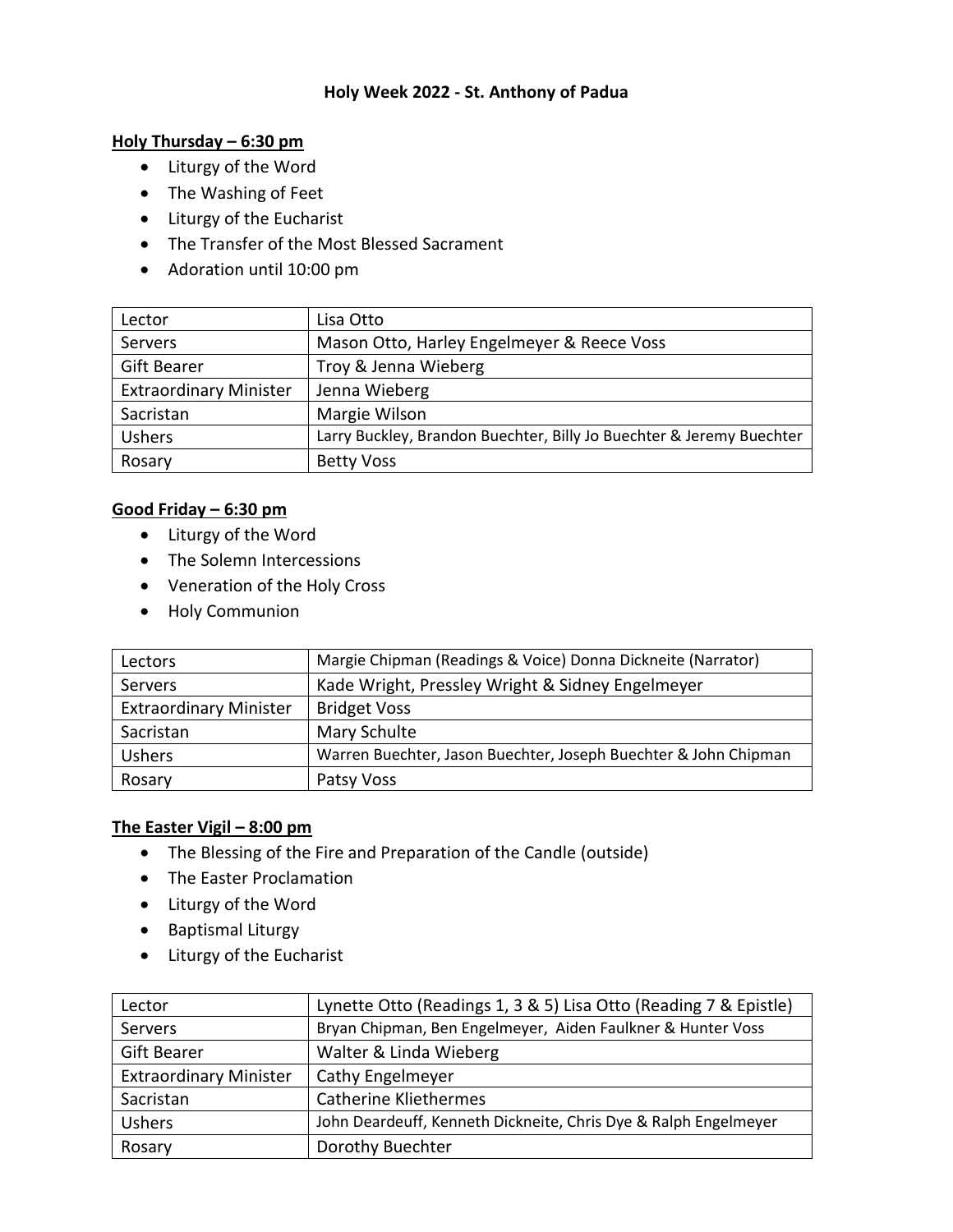# Holy Week 2022 - St. Anthony of Padua

## Holy Thursday – 6:30 pm

- Liturgy of the Word
- The Washing of Feet
- Liturgy of the Eucharist
- The Transfer of the Most Blessed Sacrament
- Adoration until 10:00 pm

| Lector | Lisa Otto |
|---|---|
| Servers | Mason Otto, Harley Engelmeyer & Reece Voss |
| Gift Bearer | Troy & Jenna Wieberg |
| Extraordinary Minister | Jenna Wieberg |
| Sacristan | Margie Wilson |
| Ushers | Larry Buckley, Brandon Buechter, Billy Jo Buechter & Jeremy Buechter |
| Rosary | Betty Voss |

## Good Friday – 6:30 pm

- Liturgy of the Word
- The Solemn Intercessions
- Veneration of the Holy Cross
- Holy Communion

| Lectors | Margie Chipman (Readings & Voice) Donna Dickneite (Narrator) |
|---|---|
| Servers | Kade Wright, Pressley Wright & Sidney Engelmeyer |
| Extraordinary Minister | Bridget Voss |
| Sacristan | Mary Schulte |
| Ushers | Warren Buechter, Jason Buechter, Joseph Buechter & John Chipman |
| Rosary | Patsy Voss |

## The Easter Vigil – 8:00 pm

- The Blessing of the Fire and Preparation of the Candle (outside)
- The Easter Proclamation
- Liturgy of the Word
- Baptismal Liturgy
- Liturgy of the Eucharist

| Lector | Lynette Otto (Readings 1, 3 & 5) Lisa Otto (Reading 7 & Epistle) |
|---|---|
| Servers | Bryan Chipman, Ben Engelmeyer, Aiden Faulkner & Hunter Voss |
| Gift Bearer | Walter & Linda Wieberg |
| Extraordinary Minister | Cathy Engelmeyer |
| Sacristan | Catherine Kliethermes |
| Ushers | John Deardeuff, Kenneth Dickneite, Chris Dye & Ralph Engelmeyer |
| Rosary | Dorothy Buechter |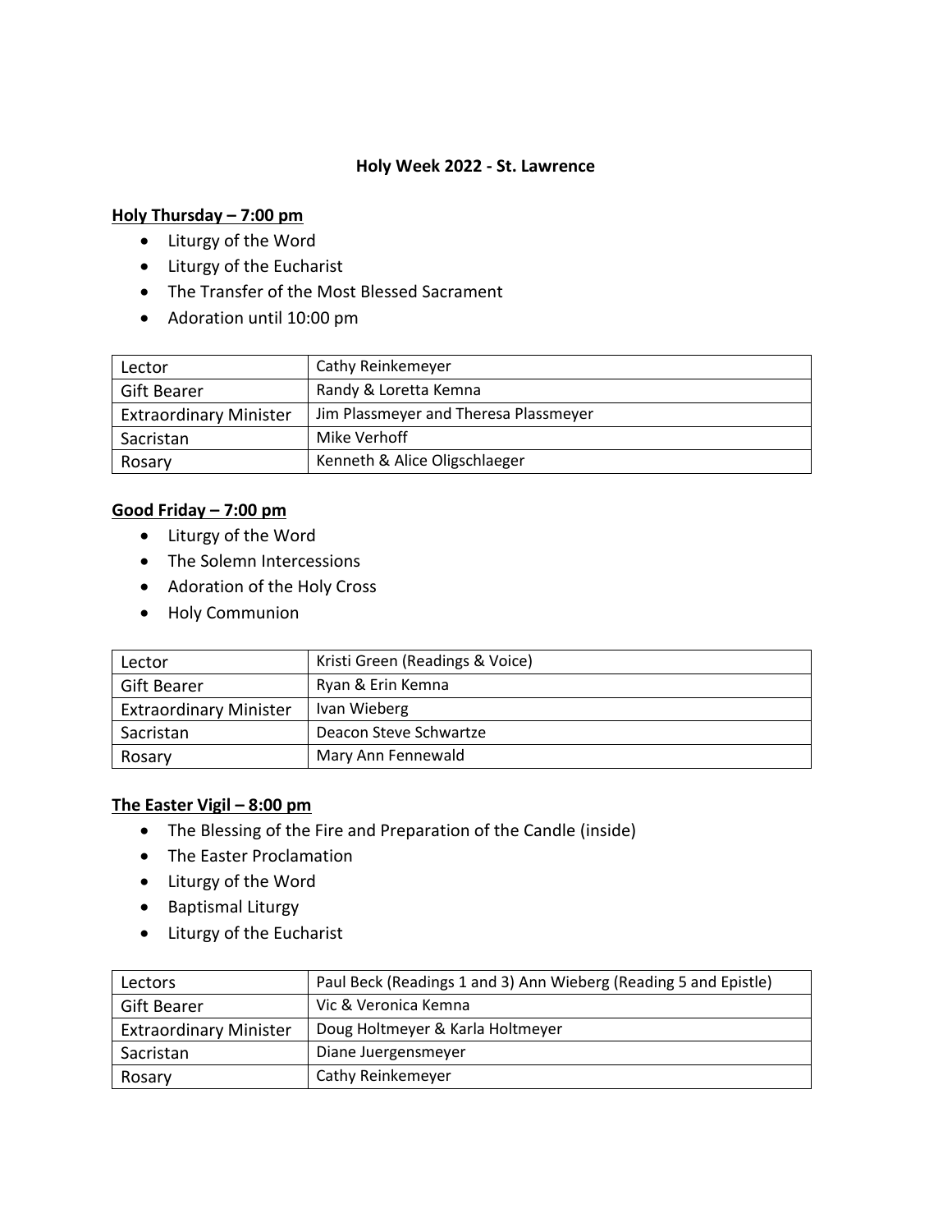# Holy Week 2022 - St. Lawrence

**Holy Thursday – 7:00 pm**

- Liturgy of the Word
- Liturgy of the Eucharist
- The Transfer of the Most Blessed Sacrament
- Adoration until 10:00 pm

| | |
|---|---|
| Lector | Cathy Reinkemeyer |
| Gift Bearer | Randy & Loretta Kemna |
| Extraordinary Minister | Jim Plassmeyer and Theresa Plassmeyer |
| Sacristan | Mike Verhoff |
| Rosary | Kenneth & Alice Oligschlaeger |

**Good Friday – 7:00 pm**

- Liturgy of the Word
- The Solemn Intercessions
- Adoration of the Holy Cross
- Holy Communion

| | |
|---|---|
| Lector | Kristi Green (Readings & Voice) |
| Gift Bearer | Ryan & Erin Kemna |
| Extraordinary Minister | Ivan Wieberg |
| Sacristan | Deacon Steve Schwartze |
| Rosary | Mary Ann Fennewald |

**The Easter Vigil – 8:00 pm**

- The Blessing of the Fire and Preparation of the Candle (inside)
- The Easter Proclamation
- Liturgy of the Word
- Baptismal Liturgy
- Liturgy of the Eucharist

| | |
|---|---|
| Lectors | Paul Beck (Readings 1 and 3) Ann Wieberg (Reading 5 and Epistle) |
| Gift Bearer | Vic & Veronica Kemna |
| Extraordinary Minister | Doug Holtmeyer & Karla Holtmeyer |
| Sacristan | Diane Juergensmeyer |
| Rosary | Cathy Reinkemeyer |